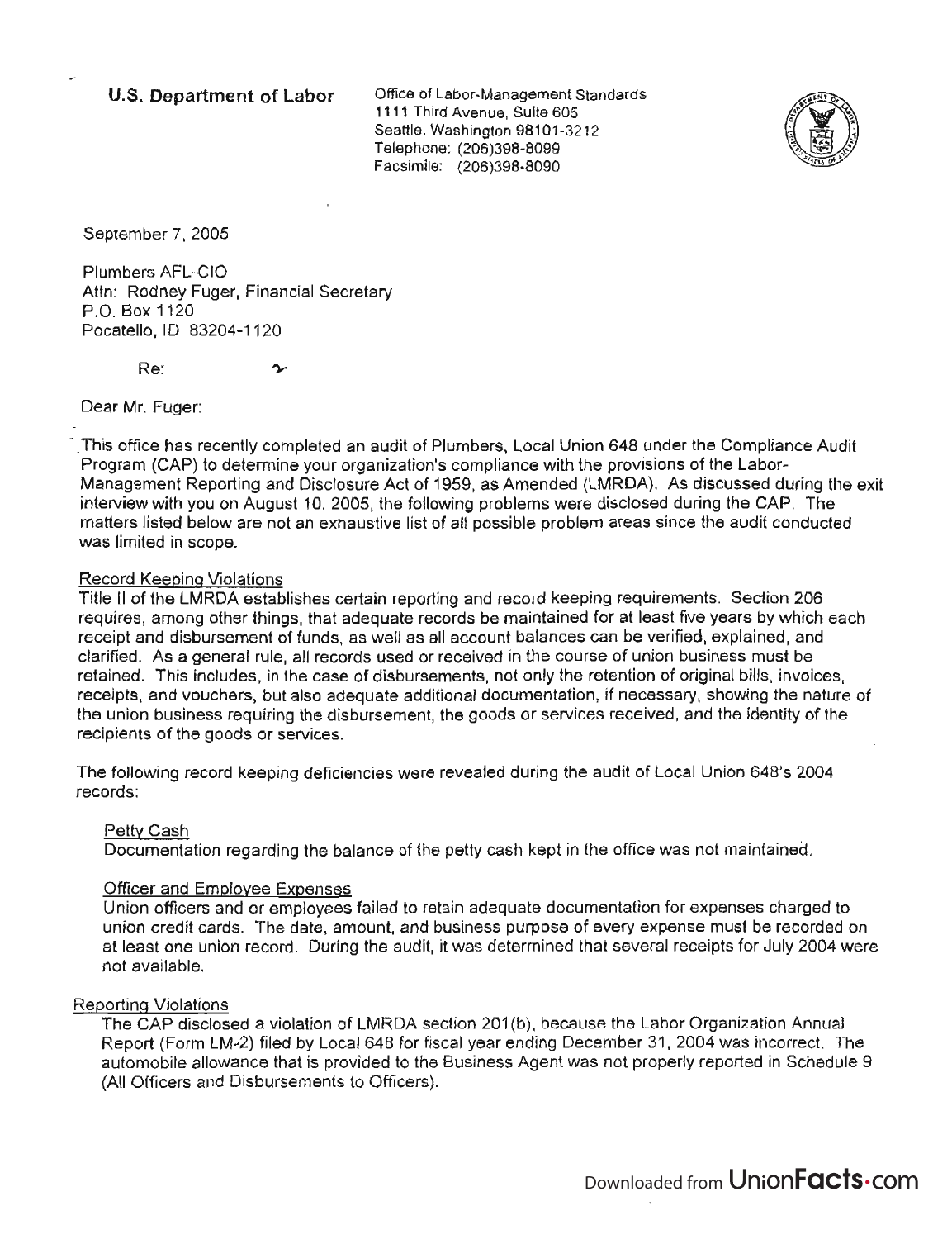**U.S. Department of Labor**

Office of Labor-Management Standards
1111 Third Avenue, Suite 605
Seattle, Washington 98101-3212
Telephone: (206)398-8099
Facsimile: (206)398-8090

September 7, 2005

Plumbers AFL-CIO
Attn: Rodney Fuger, Financial Secretary
P.O. Box 1120
Pocatello, ID 83204-1120

Re:

Dear Mr. Fuger:

This office has recently completed an audit of Plumbers, Local Union 648 under the Compliance Audit Program (CAP) to determine your organization's compliance with the provisions of the Labor-Management Reporting and Disclosure Act of 1959, as Amended (LMRDA). As discussed during the exit interview with you on August 10, 2005, the following problems were disclosed during the CAP. The matters listed below are not an exhaustive list of all possible problem areas since the audit conducted was limited in scope.

Record Keeping Violations

Title II of the LMRDA establishes certain reporting and record keeping requirements. Section 206 requires, among other things, that adequate records be maintained for at least five years by which each receipt and disbursement of funds, as well as all account balances can be verified, explained, and clarified. As a general rule, all records used or received in the course of union business must be retained. This includes, in the case of disbursements, not only the retention of original bills, invoices, receipts, and vouchers, but also adequate additional documentation, if necessary, showing the nature of the union business requiring the disbursement, the goods or services received, and the identity of the recipients of the goods or services.

The following record keeping deficiencies were revealed during the audit of Local Union 648's 2004 records:

Petty Cash

Documentation regarding the balance of the petty cash kept in the office was not maintained.

Officer and Employee Expenses

Union officers and or employees failed to retain adequate documentation for expenses charged to union credit cards. The date, amount, and business purpose of every expense must be recorded on at least one union record. During the audit, it was determined that several receipts for July 2004 were not available.

Reporting Violations

The CAP disclosed a violation of LMRDA section 201(b), because the Labor Organization Annual Report (Form LM-2) filed by Local 648 for fiscal year ending December 31, 2004 was incorrect. The automobile allowance that is provided to the Business Agent was not properly reported in Schedule 9 (All Officers and Disbursements to Officers).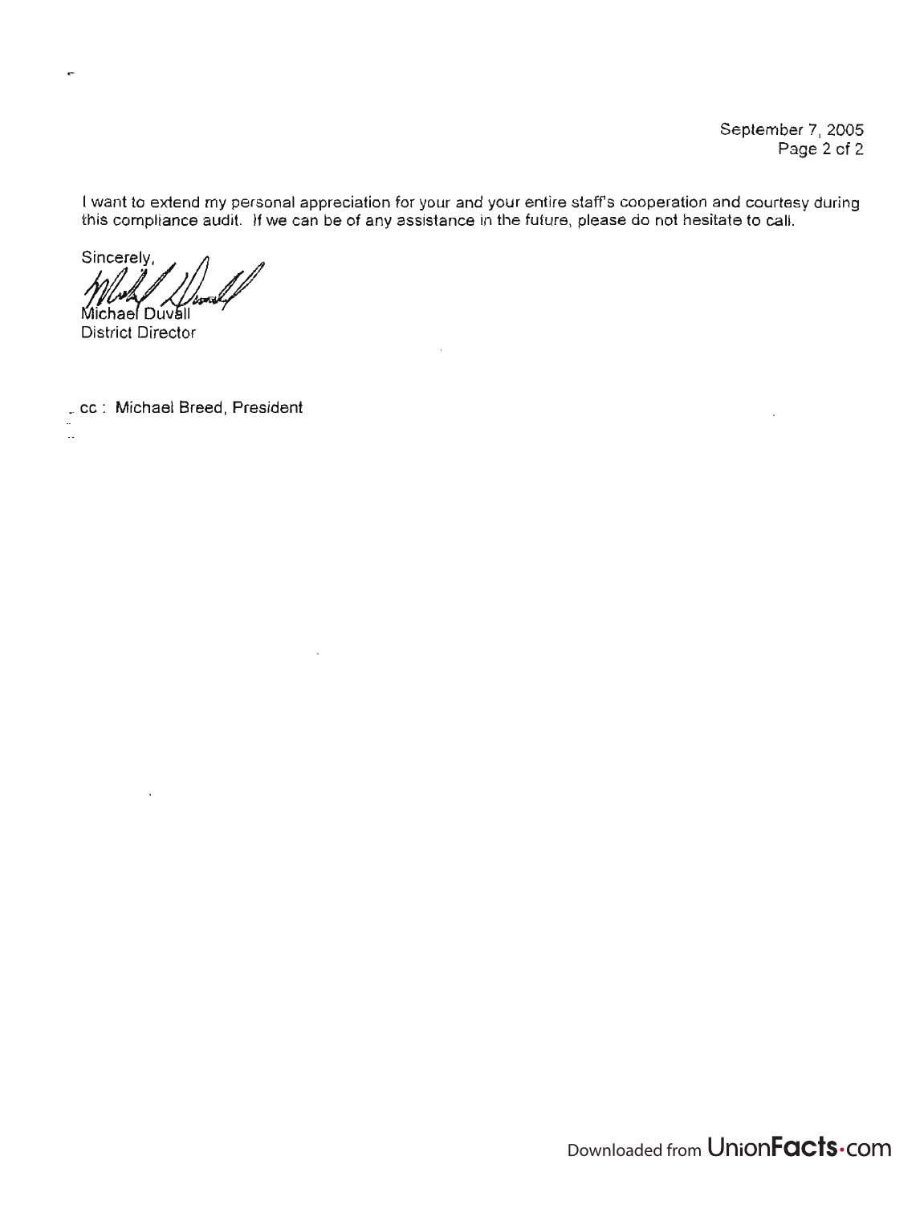I want to extend my personal appreciation for your and your entire staff's cooperation and courtesy during this compliance audit. If we can be of any assistance in the future, please do not hesitate to call.

Sincerely,

Michael Duvall
District Director

cc : Michael Breed, President